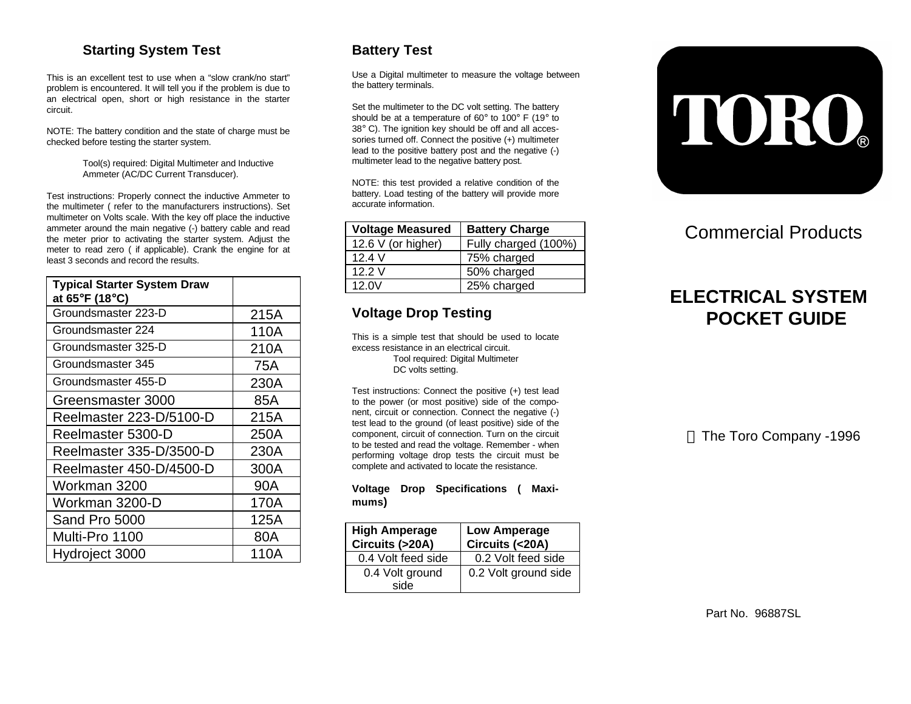## Starting System Test

This is an excellent test to use when a "slow crank/no start" problem is encountered. It will tell you if the problem is due to an electrical open, short or high resistance in the starter circuit.

NOTE: The battery condition and the state of charge must be checked before testing the starter system.

Tool(s) required: Digital Multimeter and Inductive Ammeter (AC/DC Current Transducer).

Test instructions: Properly connect the inductive Ammeter to the multimeter ( refer to the manufacturers instructions). Set multimeter on Volts scale. With the key off place the inductive ammeter around the main negative (-) battery cable and read the meter prior to activating the starter system. Adjust the meter to read zero ( if applicable). Crank the engine for at least 3 seconds and record the results.

| Typical Starter System Draw at 65°F (18°C) | |
|---|---|
| Groundsmaster 223-D | 215A |
| Groundsmaster 224 | 110A |
| Groundsmaster 325-D | 210A |
| Groundsmaster 345 | 75A |
| Groundsmaster 455-D | 230A |
| Greensmaster 3000 | 85A |
| Reelmaster 223-D/5100-D | 215A |
| Reelmaster 5300-D | 250A |
| Reelmaster 335-D/3500-D | 230A |
| Reelmaster 450-D/4500-D | 300A |
| Workman 3200 | 90A |
| Workman 3200-D | 170A |
| Sand Pro 5000 | 125A |
| Multi-Pro 1100 | 80A |
| Hydroject 3000 | 110A |

## Battery Test

Use a Digital multimeter to measure the voltage between the battery terminals.

Set the multimeter to the DC volt setting. The battery should be at a temperature of 60° to 100° F (19° to 38° C). The ignition key should be off and all accessories turned off. Connect the positive (+) multimeter lead to the positive battery post and the negative (-) multimeter lead to the negative battery post.

NOTE: this test provided a relative condition of the battery. Load testing of the battery will provide more accurate information.

| Voltage Measured | Battery Charge |
|---|---|
| 12.6 V (or higher) | Fully charged (100%) |
| 12.4 V | 75% charged |
| 12.2 V | 50% charged |
| 12.0V | 25% charged |

## Voltage Drop Testing

This is a simple test that should be used to locate excess resistance in an electrical circuit.

Tool required: Digital Multimeter
DC volts setting.

Test instructions: Connect the positive (+) test lead to the power (or most positive) side of the component, circuit or connection. Connect the negative (-) test lead to the ground (of least positive) side of the component, circuit of connection. Turn on the circuit to be tested and read the voltage. Remember - when performing voltage drop tests the circuit must be complete and activated to locate the resistance.

**Voltage Drop Specifications ( Maximums)**

| High Amperage Circuits (>20A) | Low Amperage Circuits (<20A) |
|---|---|
| 0.4 Volt feed side | 0.2 Volt feed side |
| 0.4 Volt ground side | 0.2 Volt ground side |

# TORO®

Commercial Products

# ELECTRICAL SYSTEM POCKET GUIDE

© The Toro Company -1996

Part No. 96887SL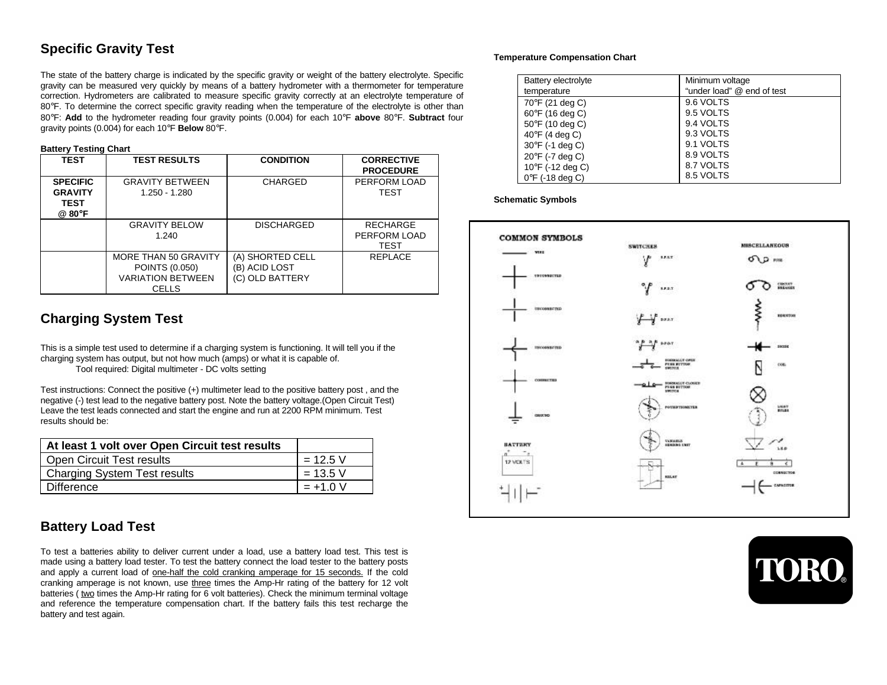## Specific Gravity Test

The state of the battery charge is indicated by the specific gravity or weight of the battery electrolyte. Specific gravity can be measured very quickly by means of a battery hydrometer with a thermometer for temperature correction. Hydrometers are calibrated to measure specific gravity correctly at an electrolyte temperature of 80°F. To determine the correct specific gravity reading when the temperature of the electrolyte is other than 80°F: **Add** to the hydrometer reading four gravity points (0.004) for each 10°F **above** 80°F. **Subtract** four gravity points (0.004) for each 10°F **Below** 80°F.

**Battery Testing Chart**

| TEST | TEST RESULTS | CONDITION | CORRECTIVE PROCEDURE |
|---|---|---|---|
| **SPECIFIC GRAVITY TEST @ 80°F** | GRAVITY BETWEEN 1.250 - 1.280 | CHARGED | PERFORM LOAD TEST |
| | GRAVITY BELOW 1.240 | DISCHARGED | RECHARGE PERFORM LOAD TEST |
| | MORE THAN 50 GRAVITY POINTS (0.050) VARIATION BETWEEN CELLS | (A) SHORTED CELL<br>(B) ACID LOST<br>(C) OLD BATTERY | REPLACE |

## Charging System Test

This is a simple test used to determine if a charging system is functioning. It will tell you if the charging system has output, but not how much (amps) or what it is capable of.

Tool required: Digital multimeter - DC volts setting

Test instructions: Connect the positive (+) multimeter lead to the positive battery post , and the negative (-) test lead to the negative battery post. Note the battery voltage.(Open Circuit Test) Leave the test leads connected and start the engine and run at 2200 RPM minimum. Test results should be:

| At least 1 volt over Open Circuit test results | |
|---|---|
| Open Circuit Test results | = 12.5 V |
| Charging System Test results | = 13.5 V |
| Difference | = +1.0 V |

## Battery Load Test

To test a batteries ability to deliver current under a load, use a battery load test. This test is made using a battery load tester. To test the battery connect the load tester to the battery posts and apply a current load of one-half the cold cranking amperage for 15 seconds. If the cold cranking amperage is not known, use three times the Amp-Hr rating of the battery for 12 volt batteries ( two times the Amp-Hr rating for 6 volt batteries). Check the minimum terminal voltage and reference the temperature compensation chart. If the battery fails this test recharge the battery and test again.

**Temperature Compensation Chart**

| Battery electrolyte temperature | Minimum voltage "under load" @ end of test |
|---|---|
| 70°F (21 deg C) | 9.6 VOLTS |
| 60°F (16 deg C) | 9.5 VOLTS |
| 50°F (10 deg C) | 9.4 VOLTS |
| 40°F (4 deg C) | 9.3 VOLTS |
| 30°F (-1 deg C) | 9.1 VOLTS |
| 20°F (-7 deg C) | 8.9 VOLTS |
| 10°F (-12 deg C) | 8.7 VOLTS |
| 0°F (-18 deg C) | 8.5 VOLTS |

**Schematic Symbols**

COMMON SYMBOLS

WIRE
UNCONNECTED
UNCONNECTED
UNCONNECTED
CONNECTED
GROUND
BATTERY
12 VOLTS

SWITCHES

S.P.S.T
S.P.D.T
D.P.S.T
D.P.D.T
NORMALLY OPEN PUSH BUTTON SWITCH
NORMALLY CLOSED PUSH BUTTON SWITCH
POTENTIOMETER
VARIABLE SENDING UNIT
RELAY

MISCELLANEOUS

FUSE
CIRCUIT BREAKER
RESISTOR
DIODE
COIL
LIGHT BULBS
L.E.D
CONNECTOR
CAPACITOR

TORO®